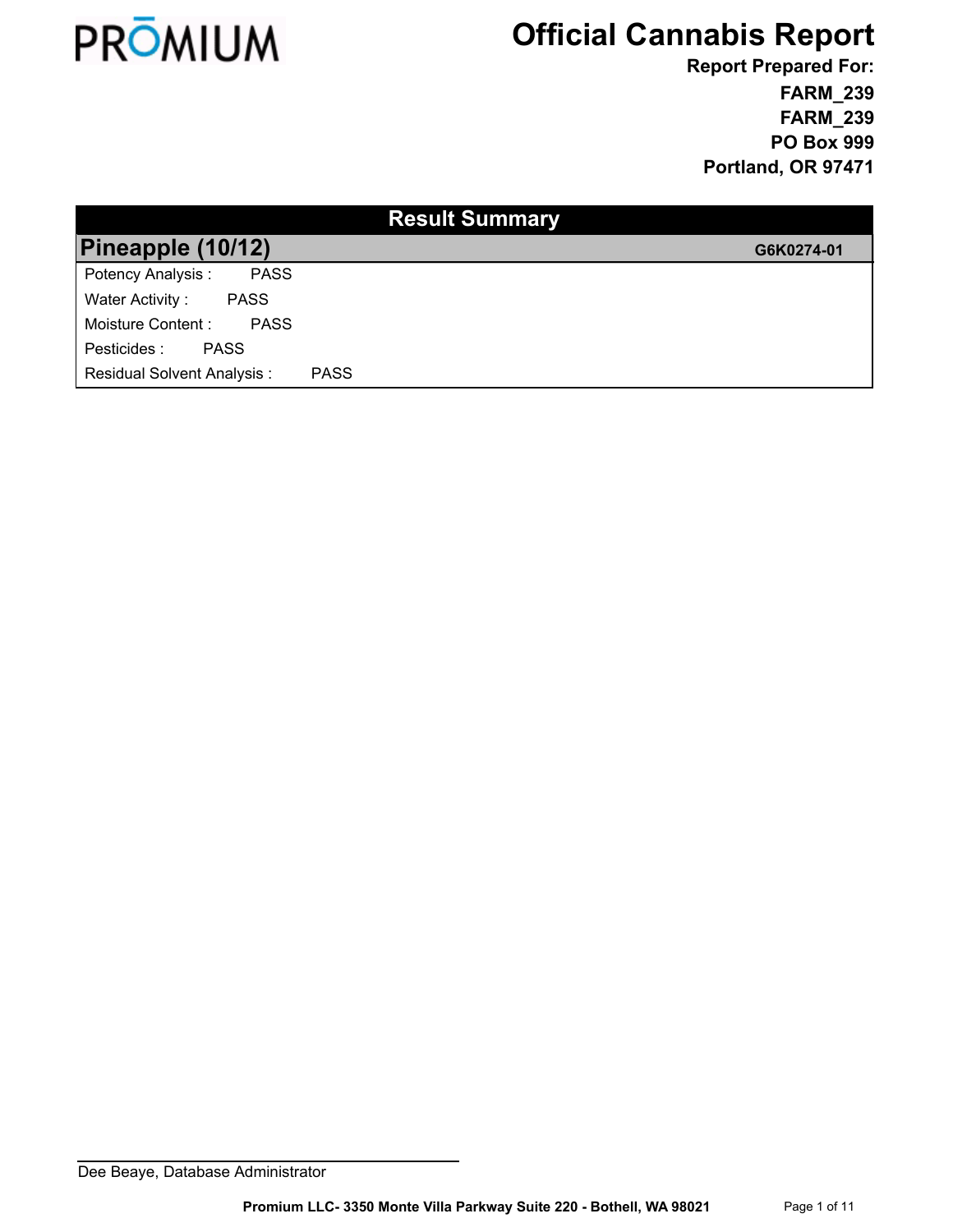PRŌMIUM

# Official Cannabis Report

**Report Prepared For:**
**FARM_239**
**FARM_239**
**PO Box 999**
**Portland, OR 97471**

## Result Summary

### Pineapple (10/12) — G6K0274-01

| Analysis | Result |
|---|---|
| Potency Analysis : | PASS |
| Water Activity : | PASS |
| Moisture Content : | PASS |
| Pesticides : | PASS |
| Residual Solvent Analysis : | PASS |

Dee Beaye, Database Administrator

**Promium LLC- 3350 Monte Villa Parkway Suite 220 - Bothell, WA 98021**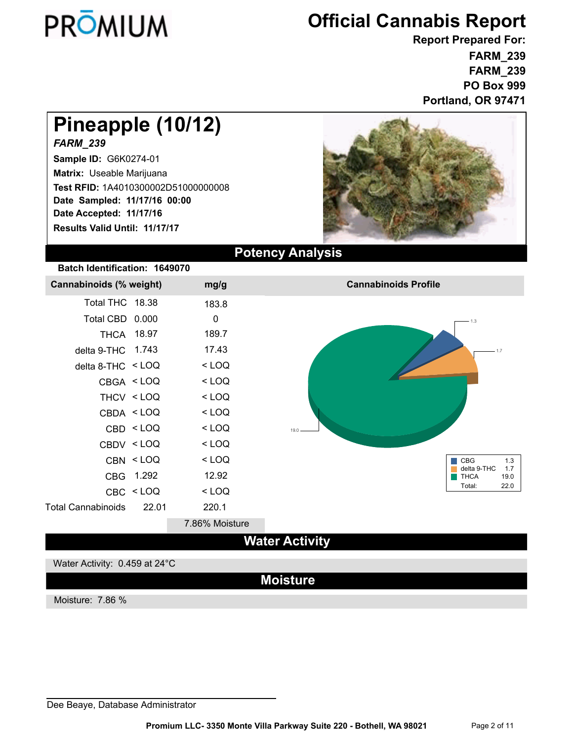# PRŌMIUM

# Official Cannabis Report

**Report Prepared For:**
**FARM_239**
**FARM_239**
**PO Box 999**
**Portland, OR 97471**

## Pineapple (10/12)

***FARM_239***

**Sample ID:** G6K0274-01
**Matrix:** Useable Marijuana
**Test RFID:** 1A4010300002D51000000008
**Date Sampled: 11/17/16 00:00**
**Date Accepted: 11/17/16**
**Results Valid Until: 11/17/17**

## Potency Analysis

**Batch Identification: 1649070**

| Cannabinoids (% weight) | | mg/g |
|---|---|---|
| Total THC | 18.38 | 183.8 |
| Total CBD | 0.000 | 0 |
| THCA | 18.97 | 189.7 |
| delta 9-THC | 1.743 | 17.43 |
| delta 8-THC | < LOQ | < LOQ |
| CBGA | < LOQ | < LOQ |
| THCV | < LOQ | < LOQ |
| CBDA | < LOQ | < LOQ |
| CBD | < LOQ | < LOQ |
| CBDV | < LOQ | < LOQ |
| CBN | < LOQ | < LOQ |
| CBG | 1.292 | 12.92 |
| CBC | < LOQ | < LOQ |
| Total Cannabinoids | 22.01 | 220.1 |
| | | 7.86% Moisture |

**Cannabinoids Profile**

| | |
|---|---|
| CBG | 1.3 |
| delta 9-THC | 1.7 |
| THCA | 19.0 |
| Total: | 22.0 |

## Water Activity

Water Activity: 0.459 at 24°C

## Moisture

Moisture: 7.86 %

Dee Beaye, Database Administrator

**Promium LLC- 3350 Monte Villa Parkway Suite 220 - Bothell, WA 98021**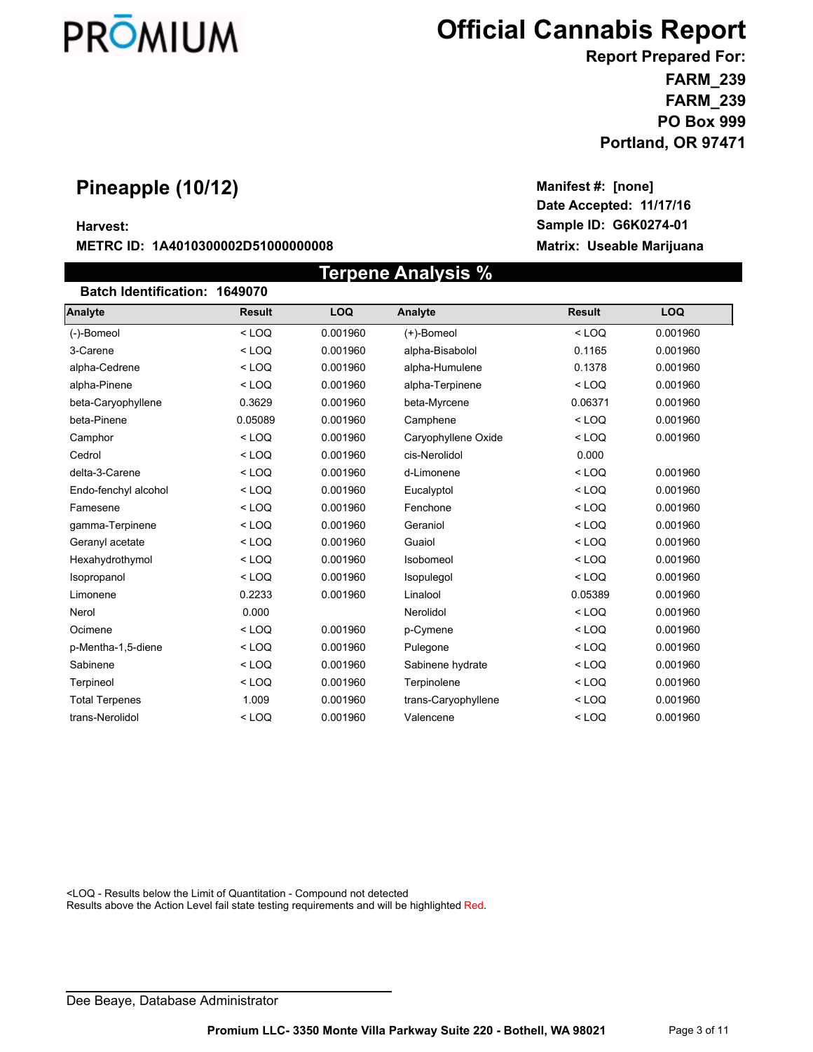PRŌMIUM

# Official Cannabis Report

**Report Prepared For:**
**FARM_239**
**FARM_239**
**PO Box 999**
**Portland, OR 97471**

## Pineapple (10/12)

**Harvest:**
**METRC ID: 1A4010300002D51000000008**

**Manifest #: [none]**
**Date Accepted: 11/17/16**
**Sample ID: G6K0274-01**
**Matrix: Useable Marijuana**

## Terpene Analysis %

**Batch Identification: 1649070**

| Analyte | Result | LOQ | Analyte | Result | LOQ |
|---|---|---|---|---|---|
| (-)-Borneol | < LOQ | 0.001960 | (+)-Borneol | < LOQ | 0.001960 |
| 3-Carene | < LOQ | 0.001960 | alpha-Bisabolol | 0.1165 | 0.001960 |
| alpha-Cedrene | < LOQ | 0.001960 | alpha-Humulene | 0.1378 | 0.001960 |
| alpha-Pinene | < LOQ | 0.001960 | alpha-Terpinene | < LOQ | 0.001960 |
| beta-Caryophyllene | 0.3629 | 0.001960 | beta-Myrcene | 0.06371 | 0.001960 |
| beta-Pinene | 0.05089 | 0.001960 | Camphene | < LOQ | 0.001960 |
| Camphor | < LOQ | 0.001960 | Caryophyllene Oxide | < LOQ | 0.001960 |
| Cedrol | < LOQ | 0.001960 | cis-Nerolidol | 0.000 | |
| delta-3-Carene | < LOQ | 0.001960 | d-Limonene | < LOQ | 0.001960 |
| Endo-fenchyl alcohol | < LOQ | 0.001960 | Eucalyptol | < LOQ | 0.001960 |
| Farnesene | < LOQ | 0.001960 | Fenchone | < LOQ | 0.001960 |
| gamma-Terpinene | < LOQ | 0.001960 | Geraniol | < LOQ | 0.001960 |
| Geranyl acetate | < LOQ | 0.001960 | Guaiol | < LOQ | 0.001960 |
| Hexahydrothymol | < LOQ | 0.001960 | Isoborneol | < LOQ | 0.001960 |
| Isopropanol | < LOQ | 0.001960 | Isopulegol | < LOQ | 0.001960 |
| Limonene | 0.2233 | 0.001960 | Linalool | 0.05389 | 0.001960 |
| Nerol | 0.000 | | Nerolidol | < LOQ | 0.001960 |
| Ocimene | < LOQ | 0.001960 | p-Cymene | < LOQ | 0.001960 |
| p-Mentha-1,5-diene | < LOQ | 0.001960 | Pulegone | < LOQ | 0.001960 |
| Sabinene | < LOQ | 0.001960 | Sabinene hydrate | < LOQ | 0.001960 |
| Terpineol | < LOQ | 0.001960 | Terpinolene | < LOQ | 0.001960 |
| Total Terpenes | 1.009 | 0.001960 | trans-Caryophyllene | < LOQ | 0.001960 |
| trans-Nerolidol | < LOQ | 0.001960 | Valencene | < LOQ | 0.001960 |

<LOQ - Results below the Limit of Quantitation - Compound not detected
Results above the Action Level fail state testing requirements and will be highlighted Red.

Dee Beaye, Database Administrator

Promium LLC- 3350 Monte Villa Parkway Suite 220 - Bothell, WA 98021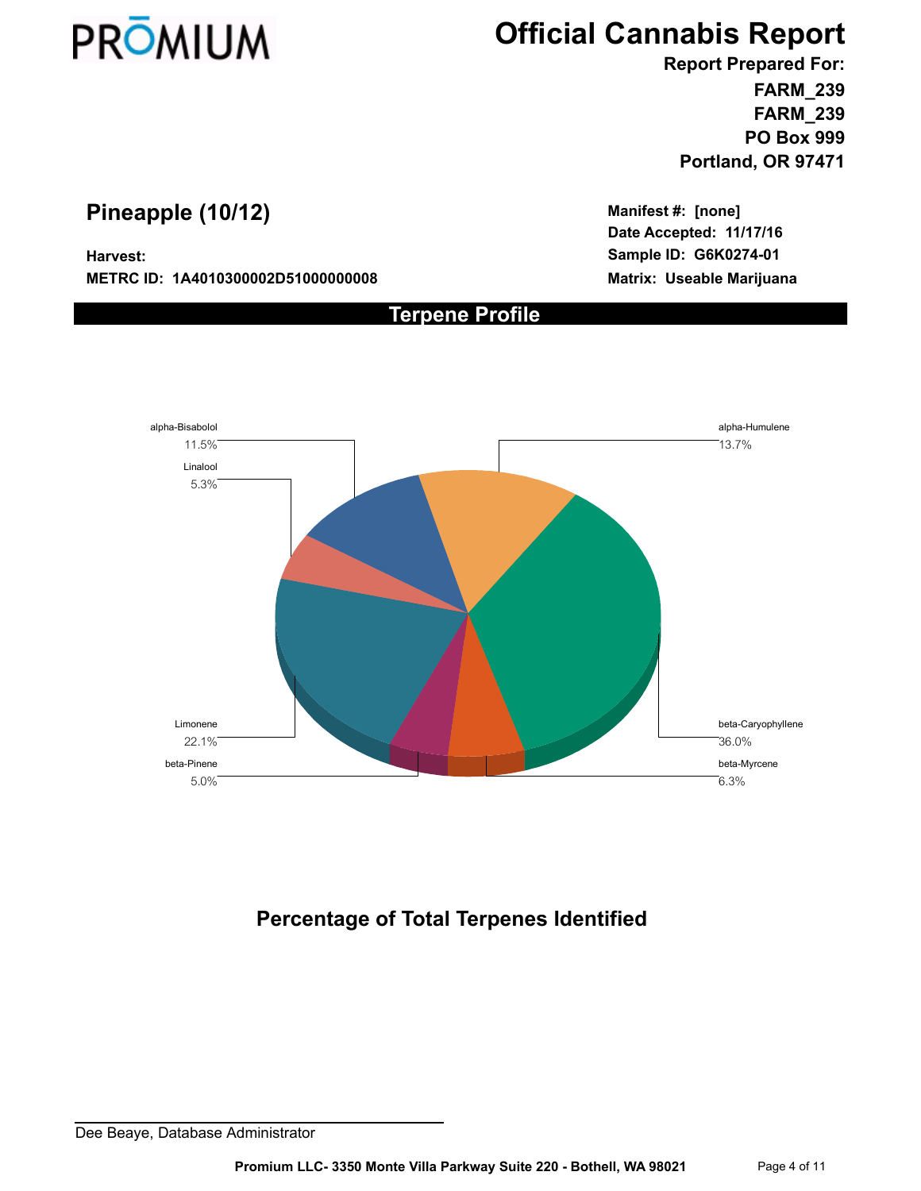# PRŌMIUM

# Official Cannabis Report

**Report Prepared For:**
**FARM_239**
**FARM_239**
**PO Box 999**
**Portland, OR 97471**

## Pineapple (10/12)

**Harvest:**
**METRC ID: 1A4010300002D51000000008**

**Manifest #: [none]**
**Date Accepted: 11/17/16**
**Sample ID: G6K0274-01**
**Matrix: Useable Marijuana**

## Terpene Profile

| Terpene | Percentage |
| --- | --- |
| alpha-Bisabolol | 11.5% |
| alpha-Humulene | 13.7% |
| Linalool | 5.3% |
| Limonene | 22.1% |
| beta-Caryophyllene | 36.0% |
| beta-Pinene | 5.0% |
| beta-Myrcene | 6.3% |

### Percentage of Total Terpenes Identified

Dee Beaye, Database Administrator

**Promium LLC- 3350 Monte Villa Parkway Suite 220 - Bothell, WA 98021**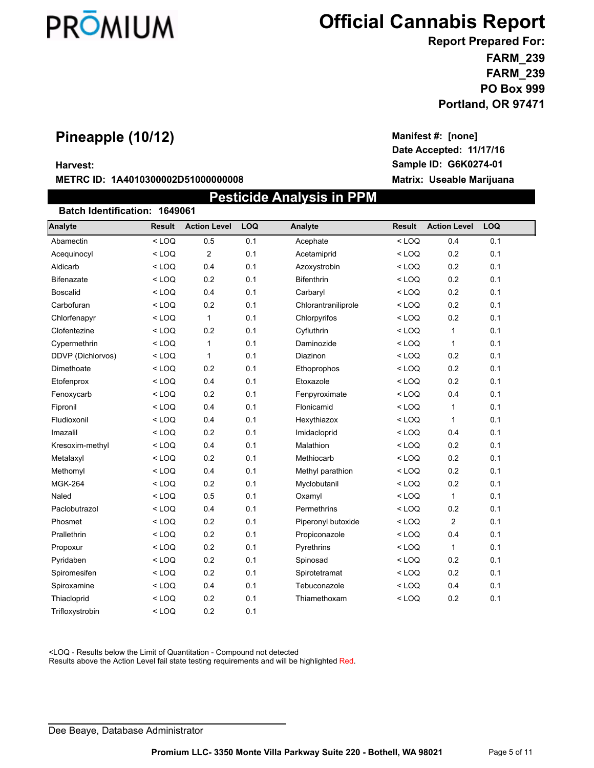# PRŌMIUM

# Official Cannabis Report

**Report Prepared For:**
**FARM_239**
**FARM_239**
**PO Box 999**
**Portland, OR 97471**

## Pineapple (10/12)

**Harvest:**

**METRC ID: 1A4010300002D51000000008**

**Manifest #: [none]**
**Date Accepted: 11/17/16**
**Sample ID: G6K0274-01**
**Matrix: Useable Marijuana**

## Pesticide Analysis in PPM

**Batch Identification: 1649061**

| Analyte | Result | Action Level | LOQ | Analyte | Result | Action Level | LOQ |
|---|---|---|---|---|---|---|---|
| Abamectin | < LOQ | 0.5 | 0.1 | Acephate | < LOQ | 0.4 | 0.1 |
| Acequinocyl | < LOQ | 2 | 0.1 | Acetamiprid | < LOQ | 0.2 | 0.1 |
| Aldicarb | < LOQ | 0.4 | 0.1 | Azoxystrobin | < LOQ | 0.2 | 0.1 |
| Bifenazate | < LOQ | 0.2 | 0.1 | Bifenthrin | < LOQ | 0.2 | 0.1 |
| Boscalid | < LOQ | 0.4 | 0.1 | Carbaryl | < LOQ | 0.2 | 0.1 |
| Carbofuran | < LOQ | 0.2 | 0.1 | Chlorantraniliprole | < LOQ | 0.2 | 0.1 |
| Chlorfenapyr | < LOQ | 1 | 0.1 | Chlorpyrifos | < LOQ | 0.2 | 0.1 |
| Clofentezine | < LOQ | 0.2 | 0.1 | Cyfluthrin | < LOQ | 1 | 0.1 |
| Cypermethrin | < LOQ | 1 | 0.1 | Daminozide | < LOQ | 1 | 0.1 |
| DDVP (Dichlorvos) | < LOQ | 1 | 0.1 | Diazinon | < LOQ | 0.2 | 0.1 |
| Dimethoate | < LOQ | 0.2 | 0.1 | Ethoprophos | < LOQ | 0.2 | 0.1 |
| Etofenprox | < LOQ | 0.4 | 0.1 | Etoxazole | < LOQ | 0.2 | 0.1 |
| Fenoxycarb | < LOQ | 0.2 | 0.1 | Fenpyroximate | < LOQ | 0.4 | 0.1 |
| Fipronil | < LOQ | 0.4 | 0.1 | Flonicamid | < LOQ | 1 | 0.1 |
| Fludioxonil | < LOQ | 0.4 | 0.1 | Hexythiazox | < LOQ | 1 | 0.1 |
| Imazalil | < LOQ | 0.2 | 0.1 | Imidacloprid | < LOQ | 0.4 | 0.1 |
| Kresoxim-methyl | < LOQ | 0.4 | 0.1 | Malathion | < LOQ | 0.2 | 0.1 |
| Metalaxyl | < LOQ | 0.2 | 0.1 | Methiocarb | < LOQ | 0.2 | 0.1 |
| Methomyl | < LOQ | 0.4 | 0.1 | Methyl parathion | < LOQ | 0.2 | 0.1 |
| MGK-264 | < LOQ | 0.2 | 0.1 | Myclobutanil | < LOQ | 0.2 | 0.1 |
| Naled | < LOQ | 0.5 | 0.1 | Oxamyl | < LOQ | 1 | 0.1 |
| Paclobutrazol | < LOQ | 0.4 | 0.1 | Permethrins | < LOQ | 0.2 | 0.1 |
| Phosmet | < LOQ | 0.2 | 0.1 | Piperonyl butoxide | < LOQ | 2 | 0.1 |
| Prallethrin | < LOQ | 0.2 | 0.1 | Propiconazole | < LOQ | 0.4 | 0.1 |
| Propoxur | < LOQ | 0.2 | 0.1 | Pyrethrins | < LOQ | 1 | 0.1 |
| Pyridaben | < LOQ | 0.2 | 0.1 | Spinosad | < LOQ | 0.2 | 0.1 |
| Spiromesifen | < LOQ | 0.2 | 0.1 | Spirotetramat | < LOQ | 0.2 | 0.1 |
| Spiroxamine | < LOQ | 0.4 | 0.1 | Tebuconazole | < LOQ | 0.4 | 0.1 |
| Thiacloprid | < LOQ | 0.2 | 0.1 | Thiamethoxam | < LOQ | 0.2 | 0.1 |
| Trifloxystrobin | < LOQ | 0.2 | 0.1 | | | | |

<LOQ - Results below the Limit of Quantitation - Compound not detected
Results above the Action Level fail state testing requirements and will be highlighted Red.

Dee Beaye, Database Administrator

**Promium LLC- 3350 Monte Villa Parkway Suite 220 - Bothell, WA 98021**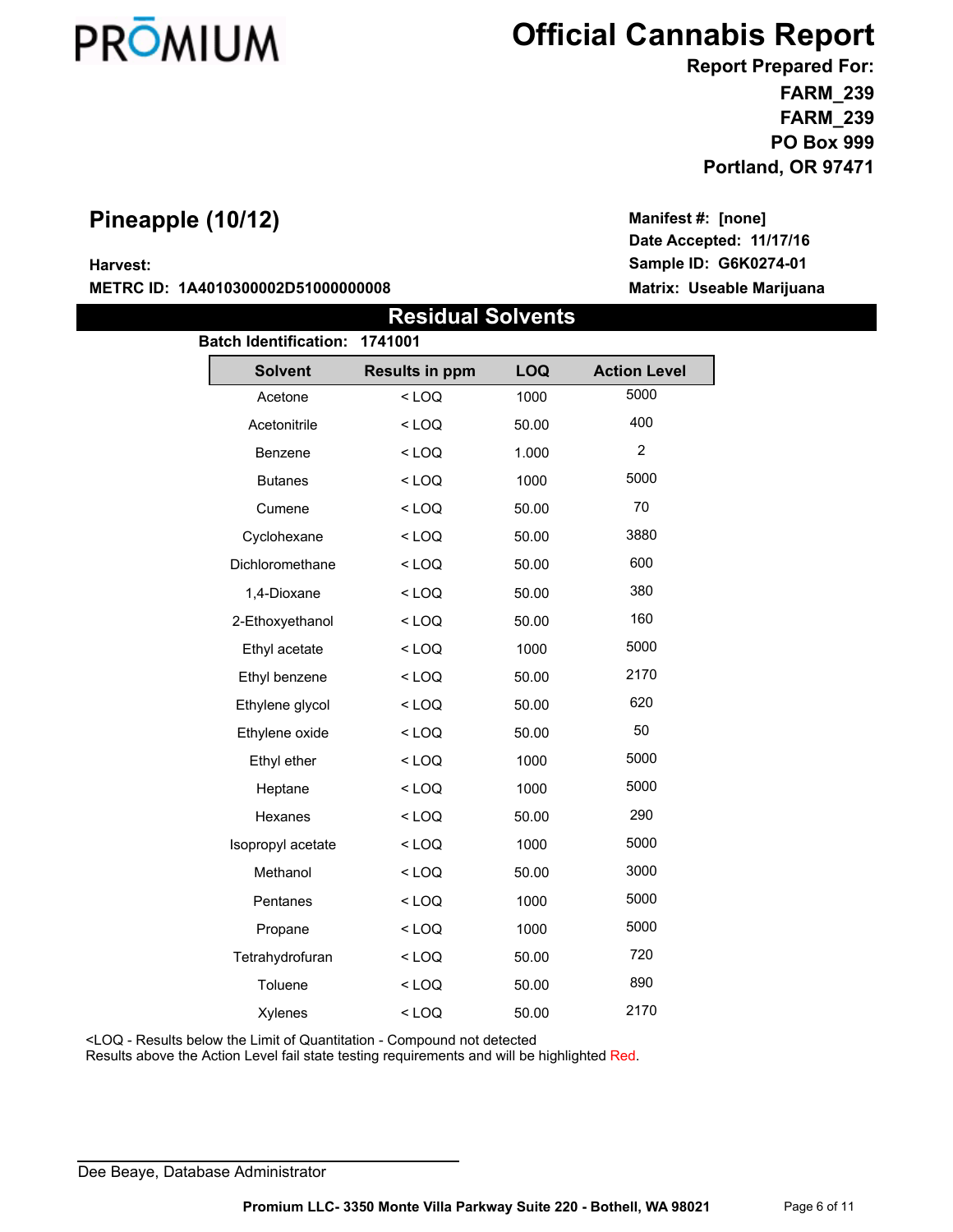PROMIUM

# Official Cannabis Report

**Report Prepared For:**
**FARM_239**
**FARM_239**
**PO Box 999**
**Portland, OR 97471**

## Pineapple (10/12)

**Harvest:**
**METRC ID: 1A4010300002D51000000008**

**Manifest #: [none]**
**Date Accepted: 11/17/16**
**Sample ID: G6K0274-01**
**Matrix: Useable Marijuana**

## Residual Solvents

**Batch Identification: 1741001**

| Solvent | Results in ppm | LOQ | Action Level |
|---|---|---|---|
| Acetone | < LOQ | 1000 | 5000 |
| Acetonitrile | < LOQ | 50.00 | 400 |
| Benzene | < LOQ | 1.000 | 2 |
| Butanes | < LOQ | 1000 | 5000 |
| Cumene | < LOQ | 50.00 | 70 |
| Cyclohexane | < LOQ | 50.00 | 3880 |
| Dichloromethane | < LOQ | 50.00 | 600 |
| 1,4-Dioxane | < LOQ | 50.00 | 380 |
| 2-Ethoxyethanol | < LOQ | 50.00 | 160 |
| Ethyl acetate | < LOQ | 1000 | 5000 |
| Ethyl benzene | < LOQ | 50.00 | 2170 |
| Ethylene glycol | < LOQ | 50.00 | 620 |
| Ethylene oxide | < LOQ | 50.00 | 50 |
| Ethyl ether | < LOQ | 1000 | 5000 |
| Heptane | < LOQ | 1000 | 5000 |
| Hexanes | < LOQ | 50.00 | 290 |
| Isopropyl acetate | < LOQ | 1000 | 5000 |
| Methanol | < LOQ | 50.00 | 3000 |
| Pentanes | < LOQ | 1000 | 5000 |
| Propane | < LOQ | 1000 | 5000 |
| Tetrahydrofuran | < LOQ | 50.00 | 720 |
| Toluene | < LOQ | 50.00 | 890 |
| Xylenes | < LOQ | 50.00 | 2170 |

<LOQ - Results below the Limit of Quantitation - Compound not detected
Results above the Action Level fail state testing requirements and will be highlighted Red.

Dee Beaye, Database Administrator

**Promium LLC- 3350 Monte Villa Parkway Suite 220 - Bothell, WA 98021**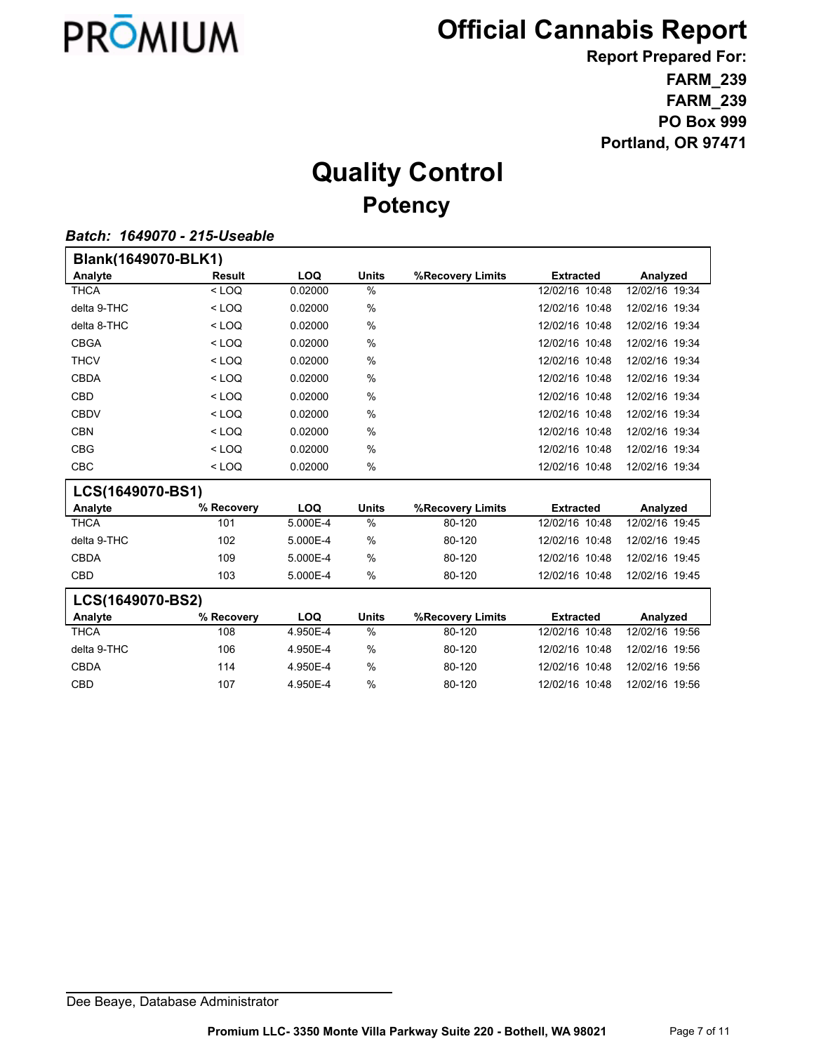PRŌMIUM

# Official Cannabis Report

**Report Prepared For:**
**FARM_239**
**FARM_239**
**PO Box 999**
**Portland, OR 97471**

# Quality Control

## Potency

***Batch: 1649070 - 215-Useable***

**Blank(1649070-BLK1)**

| Analyte | Result | LOQ | Units | %Recovery Limits | Extracted | Analyzed |
|---|---|---|---|---|---|---|
| THCA | < LOQ | 0.02000 | % | | 12/02/16 10:48 | 12/02/16 19:34 |
| delta 9-THC | < LOQ | 0.02000 | % | | 12/02/16 10:48 | 12/02/16 19:34 |
| delta 8-THC | < LOQ | 0.02000 | % | | 12/02/16 10:48 | 12/02/16 19:34 |
| CBGA | < LOQ | 0.02000 | % | | 12/02/16 10:48 | 12/02/16 19:34 |
| THCV | < LOQ | 0.02000 | % | | 12/02/16 10:48 | 12/02/16 19:34 |
| CBDA | < LOQ | 0.02000 | % | | 12/02/16 10:48 | 12/02/16 19:34 |
| CBD | < LOQ | 0.02000 | % | | 12/02/16 10:48 | 12/02/16 19:34 |
| CBDV | < LOQ | 0.02000 | % | | 12/02/16 10:48 | 12/02/16 19:34 |
| CBN | < LOQ | 0.02000 | % | | 12/02/16 10:48 | 12/02/16 19:34 |
| CBG | < LOQ | 0.02000 | % | | 12/02/16 10:48 | 12/02/16 19:34 |
| CBC | < LOQ | 0.02000 | % | | 12/02/16 10:48 | 12/02/16 19:34 |

**LCS(1649070-BS1)**

| Analyte | % Recovery | LOQ | Units | %Recovery Limits | Extracted | Analyzed |
|---|---|---|---|---|---|---|
| THCA | 101 | 5.000E-4 | % | 80-120 | 12/02/16 10:48 | 12/02/16 19:45 |
| delta 9-THC | 102 | 5.000E-4 | % | 80-120 | 12/02/16 10:48 | 12/02/16 19:45 |
| CBDA | 109 | 5.000E-4 | % | 80-120 | 12/02/16 10:48 | 12/02/16 19:45 |
| CBD | 103 | 5.000E-4 | % | 80-120 | 12/02/16 10:48 | 12/02/16 19:45 |

**LCS(1649070-BS2)**

| Analyte | % Recovery | LOQ | Units | %Recovery Limits | Extracted | Analyzed |
|---|---|---|---|---|---|---|
| THCA | 108 | 4.950E-4 | % | 80-120 | 12/02/16 10:48 | 12/02/16 19:56 |
| delta 9-THC | 106 | 4.950E-4 | % | 80-120 | 12/02/16 10:48 | 12/02/16 19:56 |
| CBDA | 114 | 4.950E-4 | % | 80-120 | 12/02/16 10:48 | 12/02/16 19:56 |
| CBD | 107 | 4.950E-4 | % | 80-120 | 12/02/16 10:48 | 12/02/16 19:56 |

Dee Beaye, Database Administrator

Promium LLC- 3350 Monte Villa Parkway Suite 220 - Bothell, WA 98021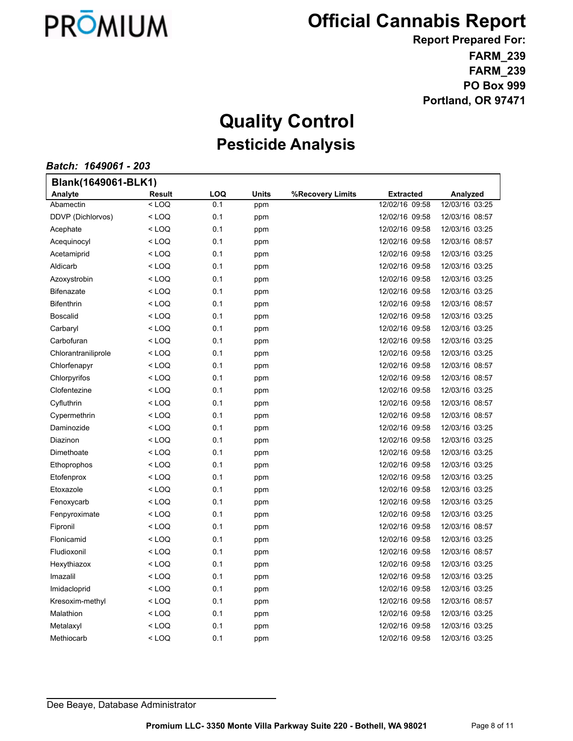# PRŌMIUM

# Official Cannabis Report

**Report Prepared For:**
**FARM_239**
**FARM_239**
**PO Box 999**
**Portland, OR 97471**

# Quality Control
## Pesticide Analysis

***Batch: 1649061 - 203***

**Blank(1649061-BLK1)**

| Analyte | Result | LOQ | Units | %Recovery Limits | Extracted | Analyzed |
|---|---|---|---|---|---|---|
| Abamectin | < LOQ | 0.1 | ppm | | 12/02/16 09:58 | 12/03/16 03:25 |
| DDVP (Dichlorvos) | < LOQ | 0.1 | ppm | | 12/02/16 09:58 | 12/03/16 08:57 |
| Acephate | < LOQ | 0.1 | ppm | | 12/02/16 09:58 | 12/03/16 03:25 |
| Acequinocyl | < LOQ | 0.1 | ppm | | 12/02/16 09:58 | 12/03/16 08:57 |
| Acetamiprid | < LOQ | 0.1 | ppm | | 12/02/16 09:58 | 12/03/16 03:25 |
| Aldicarb | < LOQ | 0.1 | ppm | | 12/02/16 09:58 | 12/03/16 03:25 |
| Azoxystrobin | < LOQ | 0.1 | ppm | | 12/02/16 09:58 | 12/03/16 03:25 |
| Bifenazate | < LOQ | 0.1 | ppm | | 12/02/16 09:58 | 12/03/16 03:25 |
| Bifenthrin | < LOQ | 0.1 | ppm | | 12/02/16 09:58 | 12/03/16 08:57 |
| Boscalid | < LOQ | 0.1 | ppm | | 12/02/16 09:58 | 12/03/16 03:25 |
| Carbaryl | < LOQ | 0.1 | ppm | | 12/02/16 09:58 | 12/03/16 03:25 |
| Carbofuran | < LOQ | 0.1 | ppm | | 12/02/16 09:58 | 12/03/16 03:25 |
| Chlorantraniliprole | < LOQ | 0.1 | ppm | | 12/02/16 09:58 | 12/03/16 03:25 |
| Chlorfenapyr | < LOQ | 0.1 | ppm | | 12/02/16 09:58 | 12/03/16 08:57 |
| Chlorpyrifos | < LOQ | 0.1 | ppm | | 12/02/16 09:58 | 12/03/16 08:57 |
| Clofentezine | < LOQ | 0.1 | ppm | | 12/02/16 09:58 | 12/03/16 03:25 |
| Cyfluthrin | < LOQ | 0.1 | ppm | | 12/02/16 09:58 | 12/03/16 08:57 |
| Cypermethrin | < LOQ | 0.1 | ppm | | 12/02/16 09:58 | 12/03/16 08:57 |
| Daminozide | < LOQ | 0.1 | ppm | | 12/02/16 09:58 | 12/03/16 03:25 |
| Diazinon | < LOQ | 0.1 | ppm | | 12/02/16 09:58 | 12/03/16 03:25 |
| Dimethoate | < LOQ | 0.1 | ppm | | 12/02/16 09:58 | 12/03/16 03:25 |
| Ethoprophos | < LOQ | 0.1 | ppm | | 12/02/16 09:58 | 12/03/16 03:25 |
| Etofenprox | < LOQ | 0.1 | ppm | | 12/02/16 09:58 | 12/03/16 03:25 |
| Etoxazole | < LOQ | 0.1 | ppm | | 12/02/16 09:58 | 12/03/16 03:25 |
| Fenoxycarb | < LOQ | 0.1 | ppm | | 12/02/16 09:58 | 12/03/16 03:25 |
| Fenpyroximate | < LOQ | 0.1 | ppm | | 12/02/16 09:58 | 12/03/16 03:25 |
| Fipronil | < LOQ | 0.1 | ppm | | 12/02/16 09:58 | 12/03/16 08:57 |
| Flonicamid | < LOQ | 0.1 | ppm | | 12/02/16 09:58 | 12/03/16 03:25 |
| Fludioxonil | < LOQ | 0.1 | ppm | | 12/02/16 09:58 | 12/03/16 08:57 |
| Hexythiazox | < LOQ | 0.1 | ppm | | 12/02/16 09:58 | 12/03/16 03:25 |
| Imazalil | < LOQ | 0.1 | ppm | | 12/02/16 09:58 | 12/03/16 03:25 |
| Imidacloprid | < LOQ | 0.1 | ppm | | 12/02/16 09:58 | 12/03/16 03:25 |
| Kresoxim-methyl | < LOQ | 0.1 | ppm | | 12/02/16 09:58 | 12/03/16 08:57 |
| Malathion | < LOQ | 0.1 | ppm | | 12/02/16 09:58 | 12/03/16 03:25 |
| Metalaxyl | < LOQ | 0.1 | ppm | | 12/02/16 09:58 | 12/03/16 03:25 |
| Methiocarb | < LOQ | 0.1 | ppm | | 12/02/16 09:58 | 12/03/16 03:25 |

Dee Beaye, Database Administrator

**Promium LLC- 3350 Monte Villa Parkway Suite 220 - Bothell, WA 98021**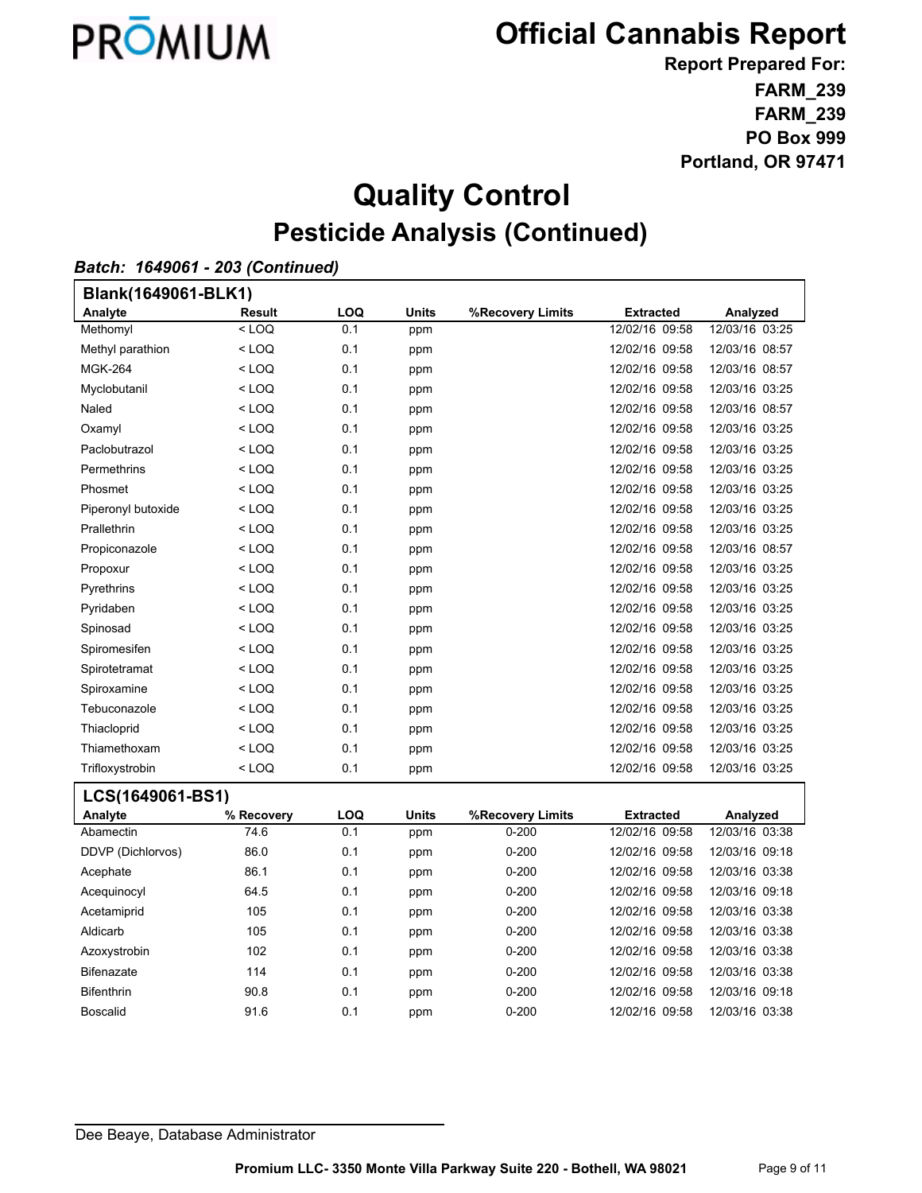# Official Cannabis Report

**Report Prepared For:**
**FARM_239**
**FARM_239**
**PO Box 999**
**Portland, OR 97471**

# Quality Control

## Pesticide Analysis (Continued)

***Batch: 1649061 - 203 (Continued)***

**Blank(1649061-BLK1)**

| Analyte | Result | LOQ | Units | %Recovery Limits | Extracted | Analyzed |
|---|---|---|---|---|---|---|
| Methomyl | < LOQ | 0.1 | ppm | | 12/02/16 09:58 | 12/03/16 03:25 |
| Methyl parathion | < LOQ | 0.1 | ppm | | 12/02/16 09:58 | 12/03/16 08:57 |
| MGK-264 | < LOQ | 0.1 | ppm | | 12/02/16 09:58 | 12/03/16 08:57 |
| Myclobutanil | < LOQ | 0.1 | ppm | | 12/02/16 09:58 | 12/03/16 03:25 |
| Naled | < LOQ | 0.1 | ppm | | 12/02/16 09:58 | 12/03/16 08:57 |
| Oxamyl | < LOQ | 0.1 | ppm | | 12/02/16 09:58 | 12/03/16 03:25 |
| Paclobutrazol | < LOQ | 0.1 | ppm | | 12/02/16 09:58 | 12/03/16 03:25 |
| Permethrins | < LOQ | 0.1 | ppm | | 12/02/16 09:58 | 12/03/16 03:25 |
| Phosmet | < LOQ | 0.1 | ppm | | 12/02/16 09:58 | 12/03/16 03:25 |
| Piperonyl butoxide | < LOQ | 0.1 | ppm | | 12/02/16 09:58 | 12/03/16 03:25 |
| Prallethrin | < LOQ | 0.1 | ppm | | 12/02/16 09:58 | 12/03/16 03:25 |
| Propiconazole | < LOQ | 0.1 | ppm | | 12/02/16 09:58 | 12/03/16 08:57 |
| Propoxur | < LOQ | 0.1 | ppm | | 12/02/16 09:58 | 12/03/16 03:25 |
| Pyrethrins | < LOQ | 0.1 | ppm | | 12/02/16 09:58 | 12/03/16 03:25 |
| Pyridaben | < LOQ | 0.1 | ppm | | 12/02/16 09:58 | 12/03/16 03:25 |
| Spinosad | < LOQ | 0.1 | ppm | | 12/02/16 09:58 | 12/03/16 03:25 |
| Spiromesifen | < LOQ | 0.1 | ppm | | 12/02/16 09:58 | 12/03/16 03:25 |
| Spirotetramat | < LOQ | 0.1 | ppm | | 12/02/16 09:58 | 12/03/16 03:25 |
| Spiroxamine | < LOQ | 0.1 | ppm | | 12/02/16 09:58 | 12/03/16 03:25 |
| Tebuconazole | < LOQ | 0.1 | ppm | | 12/02/16 09:58 | 12/03/16 03:25 |
| Thiacloprid | < LOQ | 0.1 | ppm | | 12/02/16 09:58 | 12/03/16 03:25 |
| Thiamethoxam | < LOQ | 0.1 | ppm | | 12/02/16 09:58 | 12/03/16 03:25 |
| Trifloxystrobin | < LOQ | 0.1 | ppm | | 12/02/16 09:58 | 12/03/16 03:25 |

**LCS(1649061-BS1)**

| Analyte | % Recovery | LOQ | Units | %Recovery Limits | Extracted | Analyzed |
|---|---|---|---|---|---|---|
| Abamectin | 74.6 | 0.1 | ppm | 0-200 | 12/02/16 09:58 | 12/03/16 03:38 |
| DDVP (Dichlorvos) | 86.0 | 0.1 | ppm | 0-200 | 12/02/16 09:58 | 12/03/16 09:18 |
| Acephate | 86.1 | 0.1 | ppm | 0-200 | 12/02/16 09:58 | 12/03/16 03:38 |
| Acequinocyl | 64.5 | 0.1 | ppm | 0-200 | 12/02/16 09:58 | 12/03/16 09:18 |
| Acetamiprid | 105 | 0.1 | ppm | 0-200 | 12/02/16 09:58 | 12/03/16 03:38 |
| Aldicarb | 105 | 0.1 | ppm | 0-200 | 12/02/16 09:58 | 12/03/16 03:38 |
| Azoxystrobin | 102 | 0.1 | ppm | 0-200 | 12/02/16 09:58 | 12/03/16 03:38 |
| Bifenazate | 114 | 0.1 | ppm | 0-200 | 12/02/16 09:58 | 12/03/16 03:38 |
| Bifenthrin | 90.8 | 0.1 | ppm | 0-200 | 12/02/16 09:58 | 12/03/16 09:18 |
| Boscalid | 91.6 | 0.1 | ppm | 0-200 | 12/02/16 09:58 | 12/03/16 03:38 |

Dee Beaye, Database Administrator

**Promium LLC- 3350 Monte Villa Parkway Suite 220 - Bothell, WA 98021**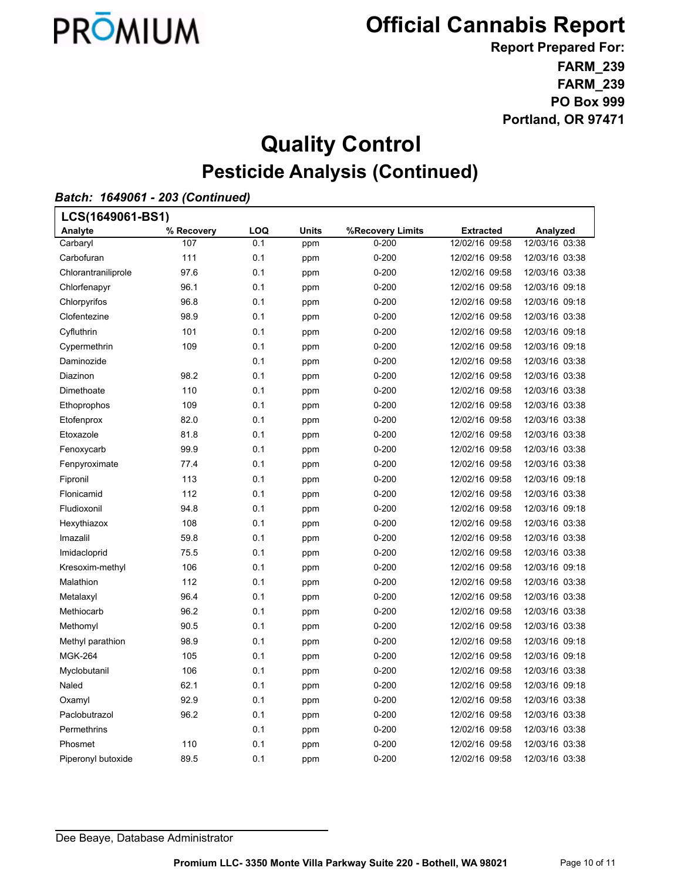# PRŌMIUM

# Official Cannabis Report

**Report Prepared For:**
**FARM_239**
**FARM_239**
**PO Box 999**
**Portland, OR 97471**

# Quality Control

## Pesticide Analysis (Continued)

***Batch: 1649061 - 203 (Continued)***

**LCS(1649061-BS1)**

| Analyte | % Recovery | LOQ | Units | %Recovery Limits | Extracted | Analyzed |
|---|---|---|---|---|---|---|
| Carbaryl | 107 | 0.1 | ppm | 0-200 | 12/02/16 09:58 | 12/03/16 03:38 |
| Carbofuran | 111 | 0.1 | ppm | 0-200 | 12/02/16 09:58 | 12/03/16 03:38 |
| Chlorantraniliprole | 97.6 | 0.1 | ppm | 0-200 | 12/02/16 09:58 | 12/03/16 03:38 |
| Chlorfenapyr | 96.1 | 0.1 | ppm | 0-200 | 12/02/16 09:58 | 12/03/16 09:18 |
| Chlorpyrifos | 96.8 | 0.1 | ppm | 0-200 | 12/02/16 09:58 | 12/03/16 09:18 |
| Clofentezine | 98.9 | 0.1 | ppm | 0-200 | 12/02/16 09:58 | 12/03/16 03:38 |
| Cyfluthrin | 101 | 0.1 | ppm | 0-200 | 12/02/16 09:58 | 12/03/16 09:18 |
| Cypermethrin | 109 | 0.1 | ppm | 0-200 | 12/02/16 09:58 | 12/03/16 09:18 |
| Daminozide | | 0.1 | ppm | 0-200 | 12/02/16 09:58 | 12/03/16 03:38 |
| Diazinon | 98.2 | 0.1 | ppm | 0-200 | 12/02/16 09:58 | 12/03/16 03:38 |
| Dimethoate | 110 | 0.1 | ppm | 0-200 | 12/02/16 09:58 | 12/03/16 03:38 |
| Ethoprophos | 109 | 0.1 | ppm | 0-200 | 12/02/16 09:58 | 12/03/16 03:38 |
| Etofenprox | 82.0 | 0.1 | ppm | 0-200 | 12/02/16 09:58 | 12/03/16 03:38 |
| Etoxazole | 81.8 | 0.1 | ppm | 0-200 | 12/02/16 09:58 | 12/03/16 03:38 |
| Fenoxycarb | 99.9 | 0.1 | ppm | 0-200 | 12/02/16 09:58 | 12/03/16 03:38 |
| Fenpyroximate | 77.4 | 0.1 | ppm | 0-200 | 12/02/16 09:58 | 12/03/16 03:38 |
| Fipronil | 113 | 0.1 | ppm | 0-200 | 12/02/16 09:58 | 12/03/16 09:18 |
| Flonicamid | 112 | 0.1 | ppm | 0-200 | 12/02/16 09:58 | 12/03/16 03:38 |
| Fludioxonil | 94.8 | 0.1 | ppm | 0-200 | 12/02/16 09:58 | 12/03/16 09:18 |
| Hexythiazox | 108 | 0.1 | ppm | 0-200 | 12/02/16 09:58 | 12/03/16 03:38 |
| Imazalil | 59.8 | 0.1 | ppm | 0-200 | 12/02/16 09:58 | 12/03/16 03:38 |
| Imidacloprid | 75.5 | 0.1 | ppm | 0-200 | 12/02/16 09:58 | 12/03/16 03:38 |
| Kresoxim-methyl | 106 | 0.1 | ppm | 0-200 | 12/02/16 09:58 | 12/03/16 09:18 |
| Malathion | 112 | 0.1 | ppm | 0-200 | 12/02/16 09:58 | 12/03/16 03:38 |
| Metalaxyl | 96.4 | 0.1 | ppm | 0-200 | 12/02/16 09:58 | 12/03/16 03:38 |
| Methiocarb | 96.2 | 0.1 | ppm | 0-200 | 12/02/16 09:58 | 12/03/16 03:38 |
| Methomyl | 90.5 | 0.1 | ppm | 0-200 | 12/02/16 09:58 | 12/03/16 03:38 |
| Methyl parathion | 98.9 | 0.1 | ppm | 0-200 | 12/02/16 09:58 | 12/03/16 09:18 |
| MGK-264 | 105 | 0.1 | ppm | 0-200 | 12/02/16 09:58 | 12/03/16 09:18 |
| Myclobutanil | 106 | 0.1 | ppm | 0-200 | 12/02/16 09:58 | 12/03/16 03:38 |
| Naled | 62.1 | 0.1 | ppm | 0-200 | 12/02/16 09:58 | 12/03/16 09:18 |
| Oxamyl | 92.9 | 0.1 | ppm | 0-200 | 12/02/16 09:58 | 12/03/16 03:38 |
| Paclobutrazol | 96.2 | 0.1 | ppm | 0-200 | 12/02/16 09:58 | 12/03/16 03:38 |
| Permethrins | | 0.1 | ppm | 0-200 | 12/02/16 09:58 | 12/03/16 03:38 |
| Phosmet | 110 | 0.1 | ppm | 0-200 | 12/02/16 09:58 | 12/03/16 03:38 |
| Piperonyl butoxide | 89.5 | 0.1 | ppm | 0-200 | 12/02/16 09:58 | 12/03/16 03:38 |

Dee Beaye, Database Administrator

**Promium LLC- 3350 Monte Villa Parkway Suite 220 - Bothell, WA 98021**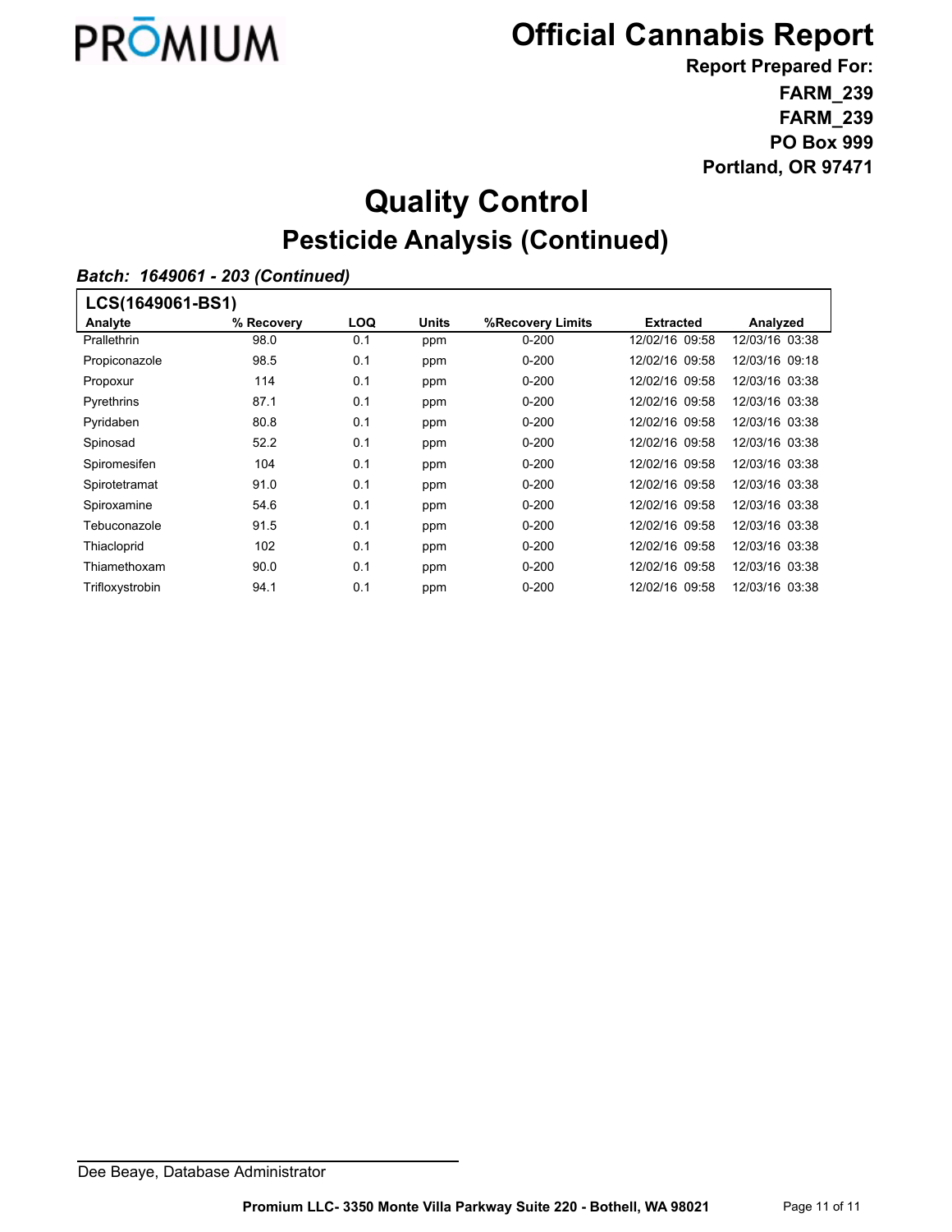# PRŌMIUM

# Official Cannabis Report

**Report Prepared For:**
**FARM_239**
**FARM_239**
**PO Box 999**
**Portland, OR 97471**

# Quality Control

## Pesticide Analysis (Continued)

***Batch: 1649061 - 203 (Continued)***

**LCS(1649061-BS1)**

| Analyte | % Recovery | LOQ | Units | %Recovery Limits | Extracted | Analyzed |
|---|---|---|---|---|---|---|
| Prallethrin | 98.0 | 0.1 | ppm | 0-200 | 12/02/16 09:58 | 12/03/16 03:38 |
| Propiconazole | 98.5 | 0.1 | ppm | 0-200 | 12/02/16 09:58 | 12/03/16 09:18 |
| Propoxur | 114 | 0.1 | ppm | 0-200 | 12/02/16 09:58 | 12/03/16 03:38 |
| Pyrethrins | 87.1 | 0.1 | ppm | 0-200 | 12/02/16 09:58 | 12/03/16 03:38 |
| Pyridaben | 80.8 | 0.1 | ppm | 0-200 | 12/02/16 09:58 | 12/03/16 03:38 |
| Spinosad | 52.2 | 0.1 | ppm | 0-200 | 12/02/16 09:58 | 12/03/16 03:38 |
| Spiromesifen | 104 | 0.1 | ppm | 0-200 | 12/02/16 09:58 | 12/03/16 03:38 |
| Spirotetramat | 91.0 | 0.1 | ppm | 0-200 | 12/02/16 09:58 | 12/03/16 03:38 |
| Spiroxamine | 54.6 | 0.1 | ppm | 0-200 | 12/02/16 09:58 | 12/03/16 03:38 |
| Tebuconazole | 91.5 | 0.1 | ppm | 0-200 | 12/02/16 09:58 | 12/03/16 03:38 |
| Thiacloprid | 102 | 0.1 | ppm | 0-200 | 12/02/16 09:58 | 12/03/16 03:38 |
| Thiamethoxam | 90.0 | 0.1 | ppm | 0-200 | 12/02/16 09:58 | 12/03/16 03:38 |
| Trifloxystrobin | 94.1 | 0.1 | ppm | 0-200 | 12/02/16 09:58 | 12/03/16 03:38 |

Dee Beaye, Database Administrator

**Promium LLC- 3350 Monte Villa Parkway Suite 220 - Bothell, WA 98021**